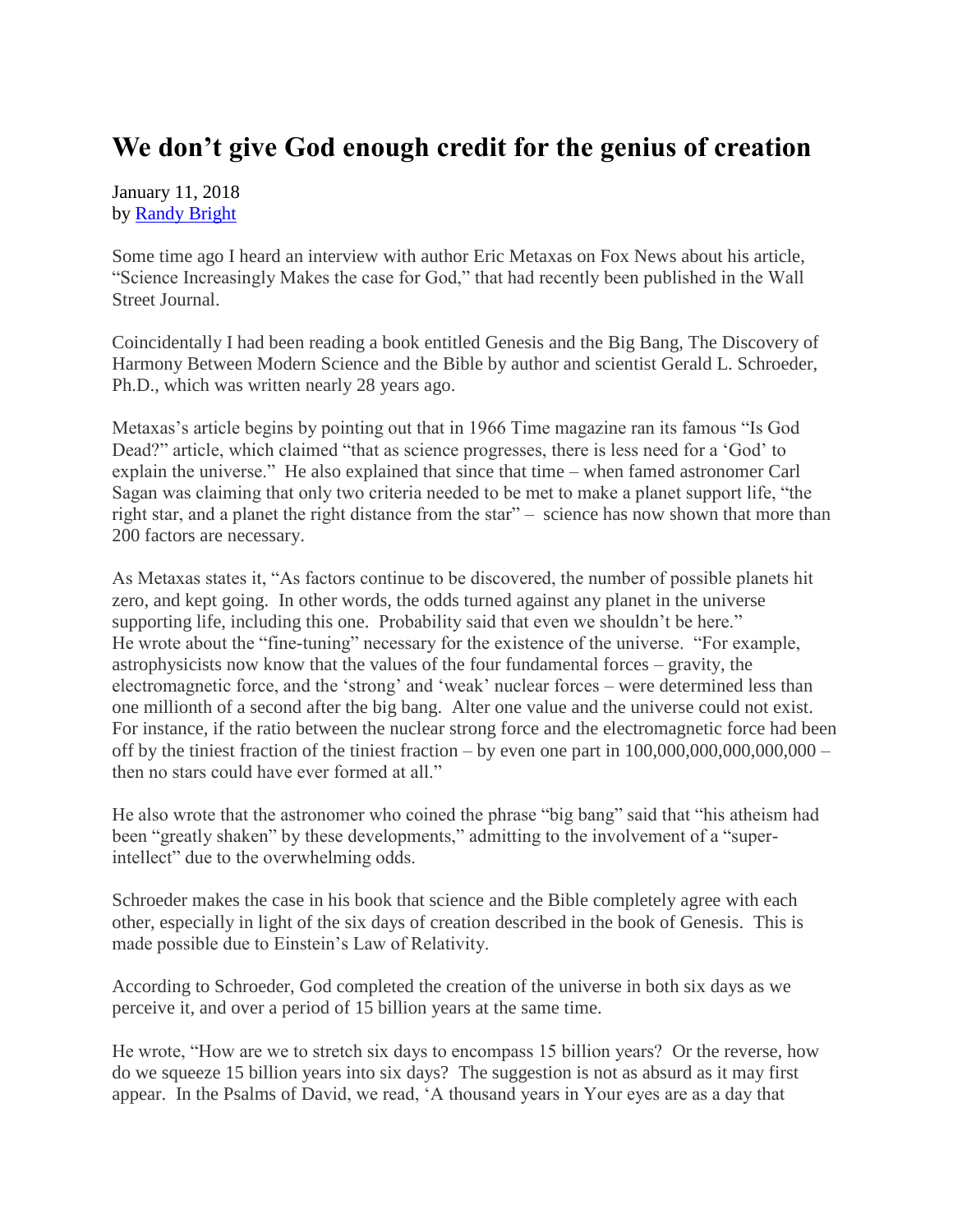# We don't give God enough credit for the genius of creation

January 11, 2018
by [Randy Bright]

Some time ago I heard an interview with author Eric Metaxas on Fox News about his article, "Science Increasingly Makes the case for God," that had recently been published in the Wall Street Journal.

Coincidentally I had been reading a book entitled Genesis and the Big Bang, The Discovery of Harmony Between Modern Science and the Bible by author and scientist Gerald L. Schroeder, Ph.D., which was written nearly 28 years ago.

Metaxas's article begins by pointing out that in 1966 Time magazine ran its famous "Is God Dead?" article, which claimed "that as science progresses, there is less need for a 'God' to explain the universe." He also explained that since that time – when famed astronomer Carl Sagan was claiming that only two criteria needed to be met to make a planet support life, "the right star, and a planet the right distance from the star" – science has now shown that more than 200 factors are necessary.

As Metaxas states it, "As factors continue to be discovered, the number of possible planets hit zero, and kept going. In other words, the odds turned against any planet in the universe supporting life, including this one. Probability said that even we shouldn't be here."
He wrote about the "fine-tuning" necessary for the existence of the universe. "For example, astrophysicists now know that the values of the four fundamental forces – gravity, the electromagnetic force, and the 'strong' and 'weak' nuclear forces – were determined less than one millionth of a second after the big bang. Alter one value and the universe could not exist. For instance, if the ratio between the nuclear strong force and the electromagnetic force had been off by the tiniest fraction of the tiniest fraction – by even one part in 100,000,000,000,000,000 – then no stars could have ever formed at all."

He also wrote that the astronomer who coined the phrase "big bang" said that "his atheism had been "greatly shaken" by these developments," admitting to the involvement of a "super-intellect" due to the overwhelming odds.

Schroeder makes the case in his book that science and the Bible completely agree with each other, especially in light of the six days of creation described in the book of Genesis. This is made possible due to Einstein's Law of Relativity.

According to Schroeder, God completed the creation of the universe in both six days as we perceive it, and over a period of 15 billion years at the same time.

He wrote, "How are we to stretch six days to encompass 15 billion years? Or the reverse, how do we squeeze 15 billion years into six days? The suggestion is not as absurd as it may first appear. In the Psalms of David, we read, 'A thousand years in Your eyes are as a day that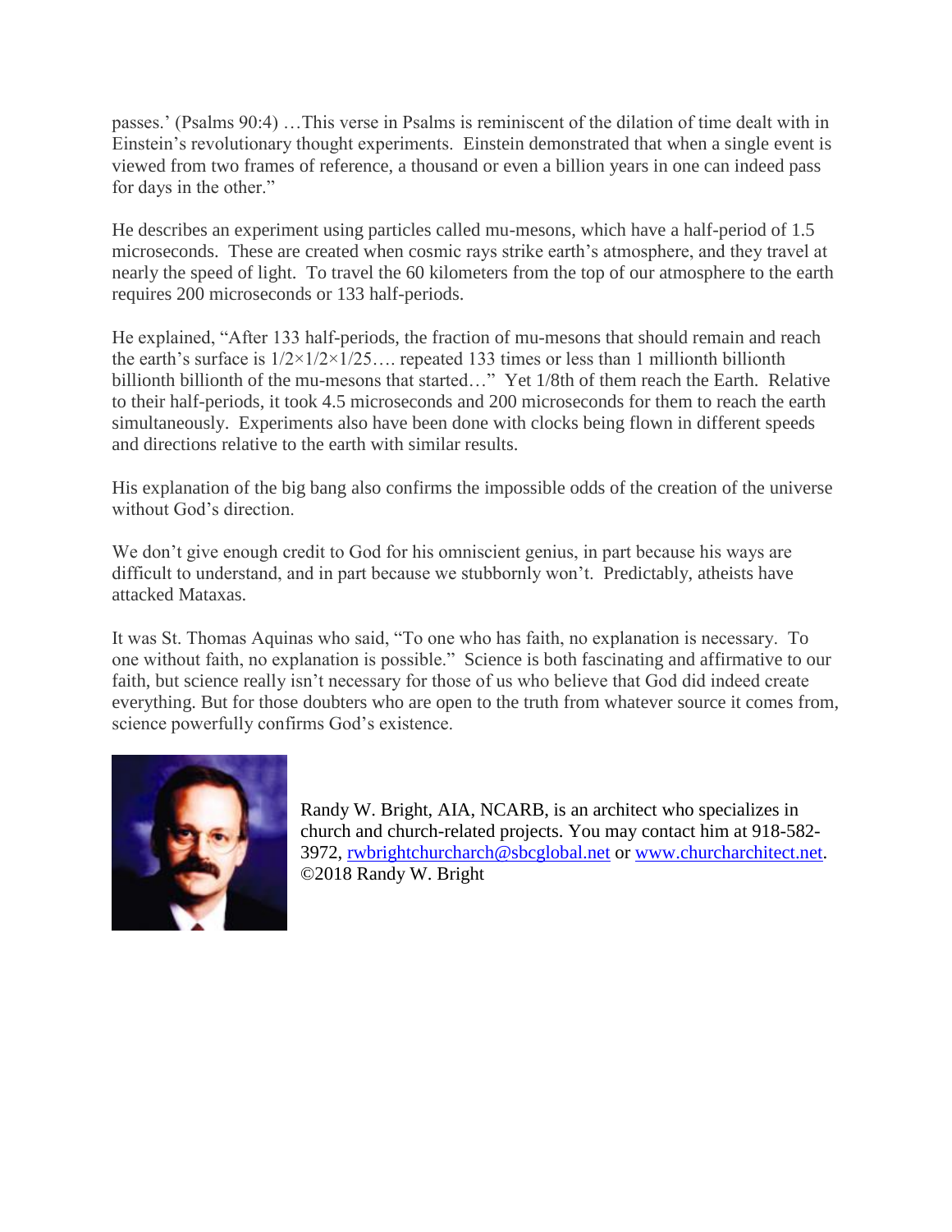passes.' (Psalms 90:4) …This verse in Psalms is reminiscent of the dilation of time dealt with in Einstein's revolutionary thought experiments. Einstein demonstrated that when a single event is viewed from two frames of reference, a thousand or even a billion years in one can indeed pass for days in the other."

He describes an experiment using particles called mu-mesons, which have a half-period of 1.5 microseconds. These are created when cosmic rays strike earth's atmosphere, and they travel at nearly the speed of light. To travel the 60 kilometers from the top of our atmosphere to the earth requires 200 microseconds or 133 half-periods.

He explained, "After 133 half-periods, the fraction of mu-mesons that should remain and reach the earth's surface is 1/2×1/2×1/25…. repeated 133 times or less than 1 millionth billionth billionth billionth of the mu-mesons that started…" Yet 1/8th of them reach the Earth. Relative to their half-periods, it took 4.5 microseconds and 200 microseconds for them to reach the earth simultaneously. Experiments also have been done with clocks being flown in different speeds and directions relative to the earth with similar results.

His explanation of the big bang also confirms the impossible odds of the creation of the universe without God's direction.

We don't give enough credit to God for his omniscient genius, in part because his ways are difficult to understand, and in part because we stubbornly won't. Predictably, atheists have attacked Mataxas.

It was St. Thomas Aquinas who said, "To one who has faith, no explanation is necessary. To one without faith, no explanation is possible." Science is both fascinating and affirmative to our faith, but science really isn't necessary for those of us who believe that God did indeed create everything. But for those doubters who are open to the truth from whatever source it comes from, science powerfully confirms God's existence.

Randy W. Bright, AIA, NCARB, is an architect who specializes in church and church-related projects. You may contact him at 918-582-3972, rwbrightchurcharch@sbcglobal.net or www.churcharchitect.net. ©2018 Randy W. Bright